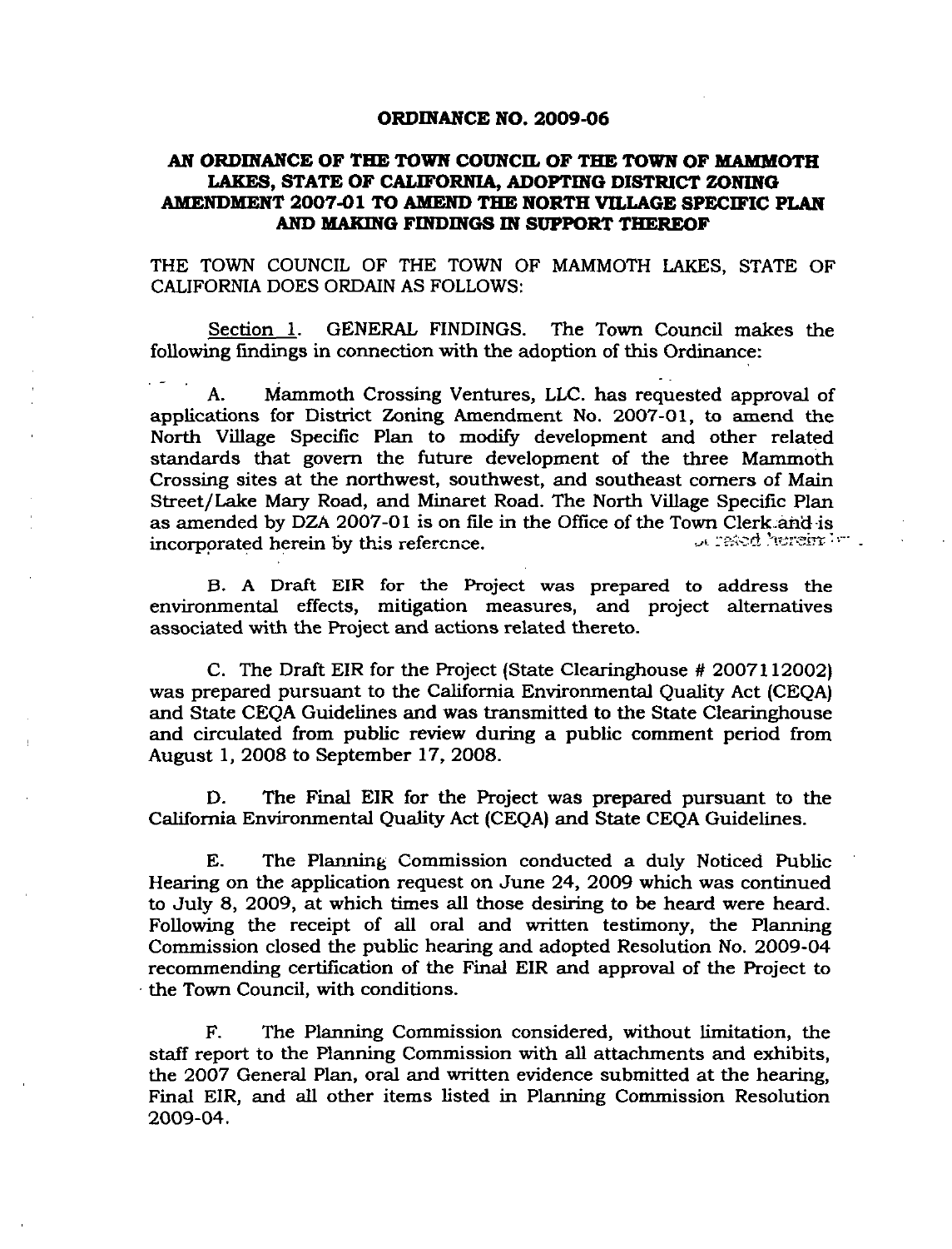# ORDINANCE NO. 2009-06

## AN ORDINANCE OF THE TOWN COUNCIL OF THE TOWN OF MAMMOTH LAKES, STATE OF CALIFORNIA, ADOPTING DISTRICT ZONING AMENDMENT 2007-01 TO AMEND THE NORTH VILLAGE SPECIFIC PLAN AND MAKING FINDINGS IN SUPPORT THEREOF

THE TOWN COUNCIL OF THE TOWN OF MAMMOTH LAKES, STATE OF CALIFORNIA DOES ORDAIN AS FOLLOWS:

Section 1. GENERAL FINDINGS. The Town Council makes the following findings in connection with the adoption of this Ordinance:

A. Mammoth Crossing Ventures, LLC. has requested approval of applications for District Zoning Amendment No. 2007-01, to amend the North Village Specific Plan to modify development and other related standards that govern the future development of the three Mammoth Crossing sites at the northwest, southwest, and southeast corners of Main Street/Lake Mary Road, and Minaret Road. The North Village Specific Plan as amended by DZA 2007-01 is on file in the Office of the Town Clerk and is incorporated herein by this reference.

B. A Draft EIR for the Project was prepared to address the environmental effects, mitigation measures, and project alternatives associated with the Project and actions related thereto.

C. The Draft EIR for the Project (State Clearinghouse # 2007112002) was prepared pursuant to the California Environmental Quality Act (CEQA) and State CEQA Guidelines and was transmitted to the State Clearinghouse and circulated from public review during a public comment period from August 1, 2008 to September 17, 2008.

D. The Final EIR for the Project was prepared pursuant to the California Environmental Quality Act (CEQA) and State CEQA Guidelines.

E. The Planning Commission conducted a duly Noticed Public Hearing on the application request on June 24, 2009 which was continued to July 8, 2009, at which times all those desiring to be heard were heard. Following the receipt of all oral and written testimony, the Planning Commission closed the public hearing and adopted Resolution No. 2009-04 recommending certification of the Final EIR and approval of the Project to the Town Council, with conditions.

F. The Planning Commission considered, without limitation, the staff report to the Planning Commission with all attachments and exhibits, the 2007 General Plan, oral and written evidence submitted at the hearing, Final EIR, and all other items listed in Planning Commission Resolution 2009-04.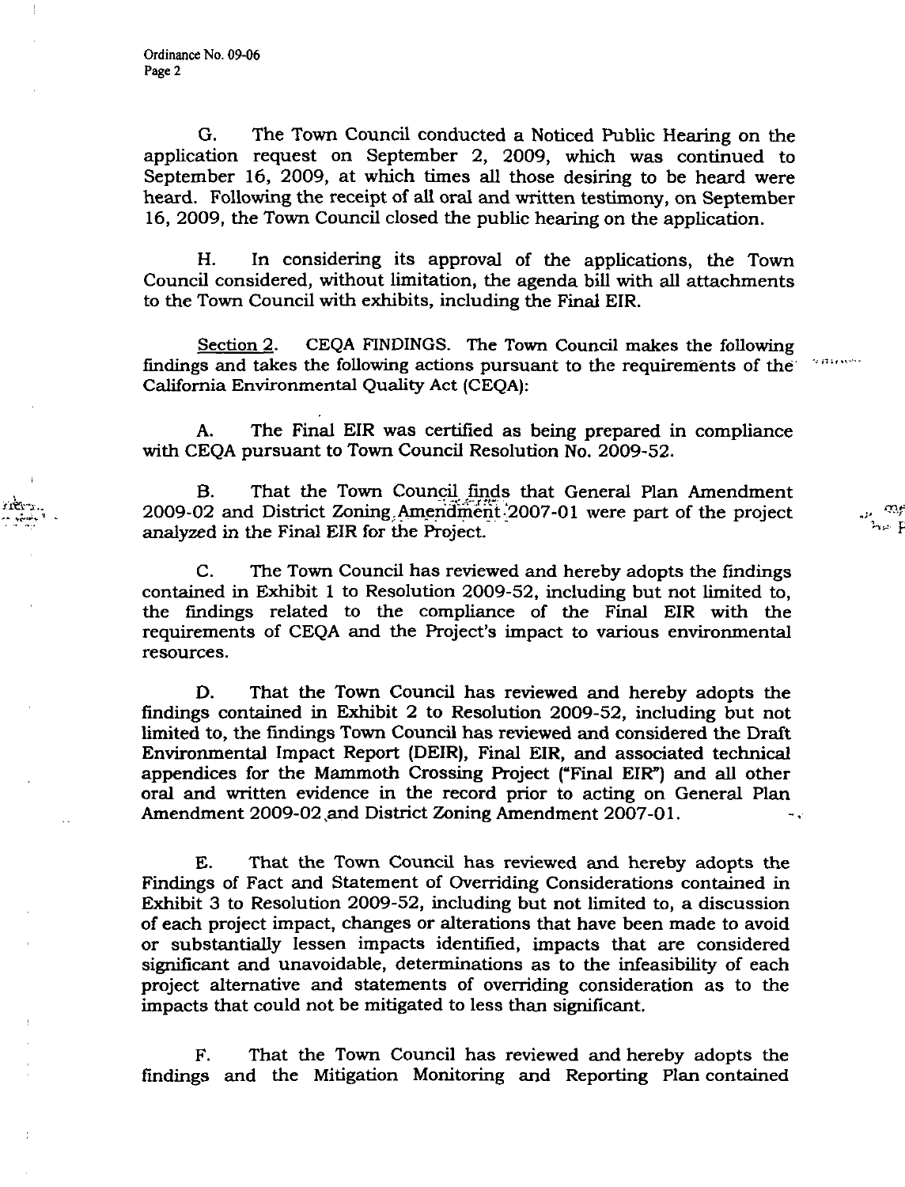G. The Town Council conducted a Noticed Public Hearing on the application request on September 2, 2009, which was continued to September 16, 2009, at which times all those desiring to be heard were heard. Following the receipt of all oral and written testimony, on September 16, 2009, the Town Council closed the public hearing on the application.

H. In considering its approval of the applications, the Town Council considered, without limitation, the agenda bill with all attachments to the Town Council with exhibits, including the Final EIR.

Section 2. CEQA FINDINGS. The Town Council makes the following findings and takes the following actions pursuant to the requirements of the California Environmental Quality Act (CEQA):

A. The Final EIR was certified as being prepared in compliance with CEQA pursuant to Town Council Resolution No. 2009-52.

B. That the Town Council finds that General Plan Amendment 2009-02 and District Zoning Amendment 2007-01 were part of the project analyzed in the Final EIR for the Project.

C. The Town Council has reviewed and hereby adopts the findings contained in Exhibit 1 to Resolution 2009-52, including but not limited to, the findings related to the compliance of the Final EIR with the requirements of CEQA and the Project's impact to various environmental resources.

D. That the Town Council has reviewed and hereby adopts the findings contained in Exhibit 2 to Resolution 2009-52, including but not limited to, the findings Town Council has reviewed and considered the Draft Environmental Impact Report (DEIR), Final EIR, and associated technical appendices for the Mammoth Crossing Project ("Final EIR") and all other oral and written evidence in the record prior to acting on General Plan Amendment 2009-02 and District Zoning Amendment 2007-01.

E. That the Town Council has reviewed and hereby adopts the Findings of Fact and Statement of Overriding Considerations contained in Exhibit 3 to Resolution 2009-52, including but not limited to, a discussion of each project impact, changes or alterations that have been made to avoid or substantially lessen impacts identified, impacts that are considered significant and unavoidable, determinations as to the infeasibility of each project alternative and statements of overriding consideration as to the impacts that could not be mitigated to less than significant.

F. That the Town Council has reviewed and hereby adopts the findings and the Mitigation Monitoring and Reporting Plan contained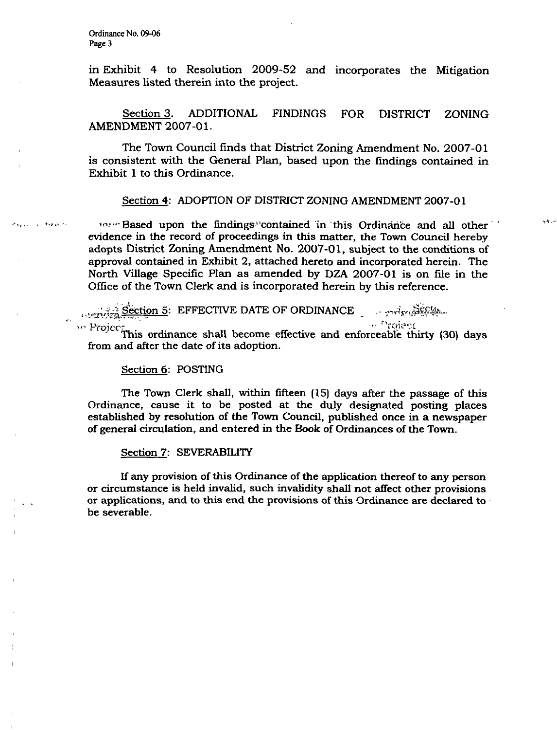in Exhibit 4 to Resolution 2009-52 and incorporates the Mitigation Measures listed therein into the project.

Section 3. ADDITIONAL FINDINGS FOR DISTRICT ZONING AMENDMENT 2007-01.

The Town Council finds that District Zoning Amendment No. 2007-01 is consistent with the General Plan, based upon the findings contained in Exhibit 1 to this Ordinance.

Section 4: ADOPTION OF DISTRICT ZONING AMENDMENT 2007-01

Based upon the findings contained in this Ordinance and all other evidence in the record of proceedings in this matter, the Town Council hereby adopts District Zoning Amendment No. 2007-01, subject to the conditions of approval contained in Exhibit 2, attached hereto and incorporated herein. The North Village Specific Plan as amended by DZA 2007-01 is on file in the Office of the Town Clerk and is incorporated herein by this reference.

Section 5: EFFECTIVE DATE OF ORDINANCE

This ordinance shall become effective and enforceable thirty (30) days from and after the date of its adoption.

Section 6: POSTING

The Town Clerk shall, within fifteen (15) days after the passage of this Ordinance, cause it to be posted at the duly designated posting places established by resolution of the Town Council, published once in a newspaper of general circulation, and entered in the Book of Ordinances of the Town.

Section 7: SEVERABILITY

If any provision of this Ordinance of the application thereof to any person or circumstance is held invalid, such invalidity shall not affect other provisions or applications, and to this end the provisions of this Ordinance are declared to be severable.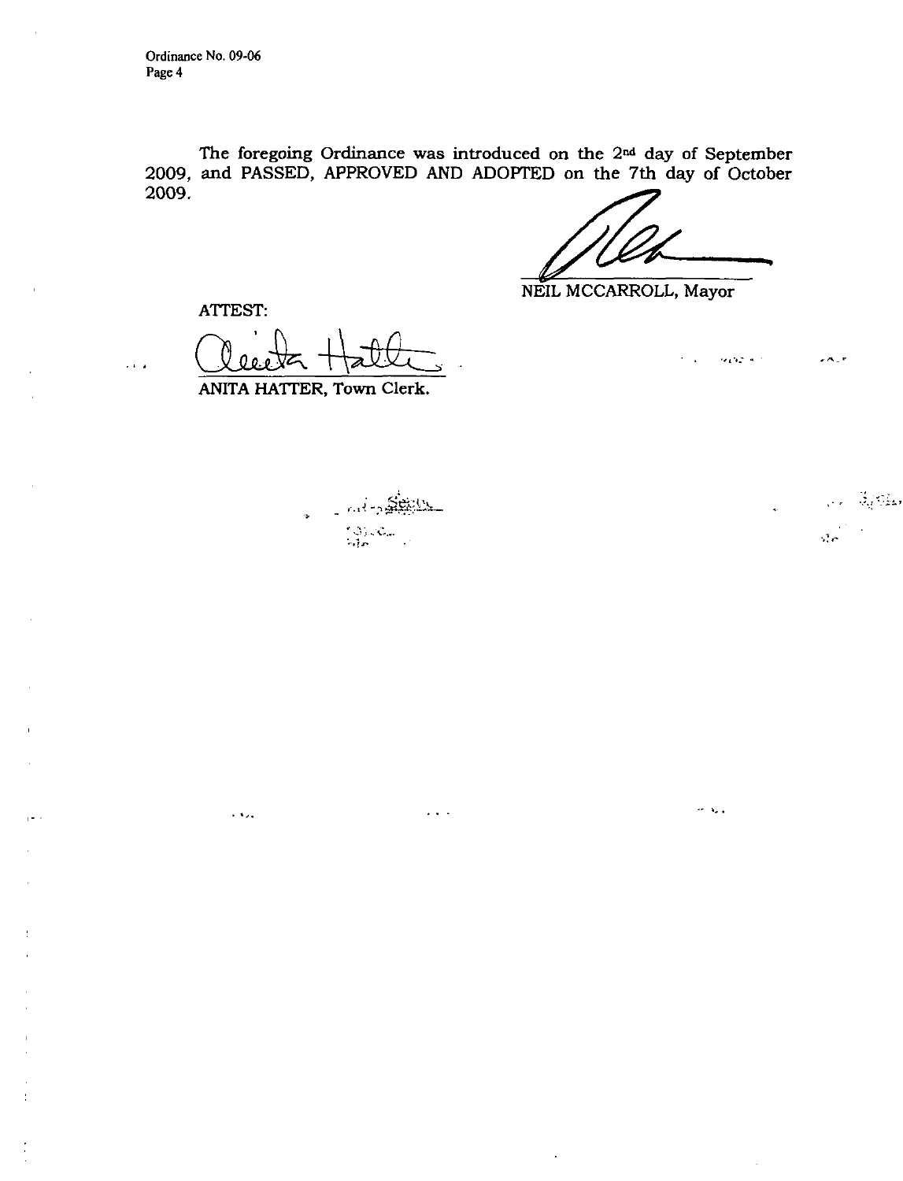The foregoing Ordinance was introduced on the 2nd day of September 2009, and PASSED, APPROVED AND ADOPTED on the 7th day of October 2009.

NEIL MCCARROLL, Mayor

ATTEST:

ANITA HATTER, Town Clerk.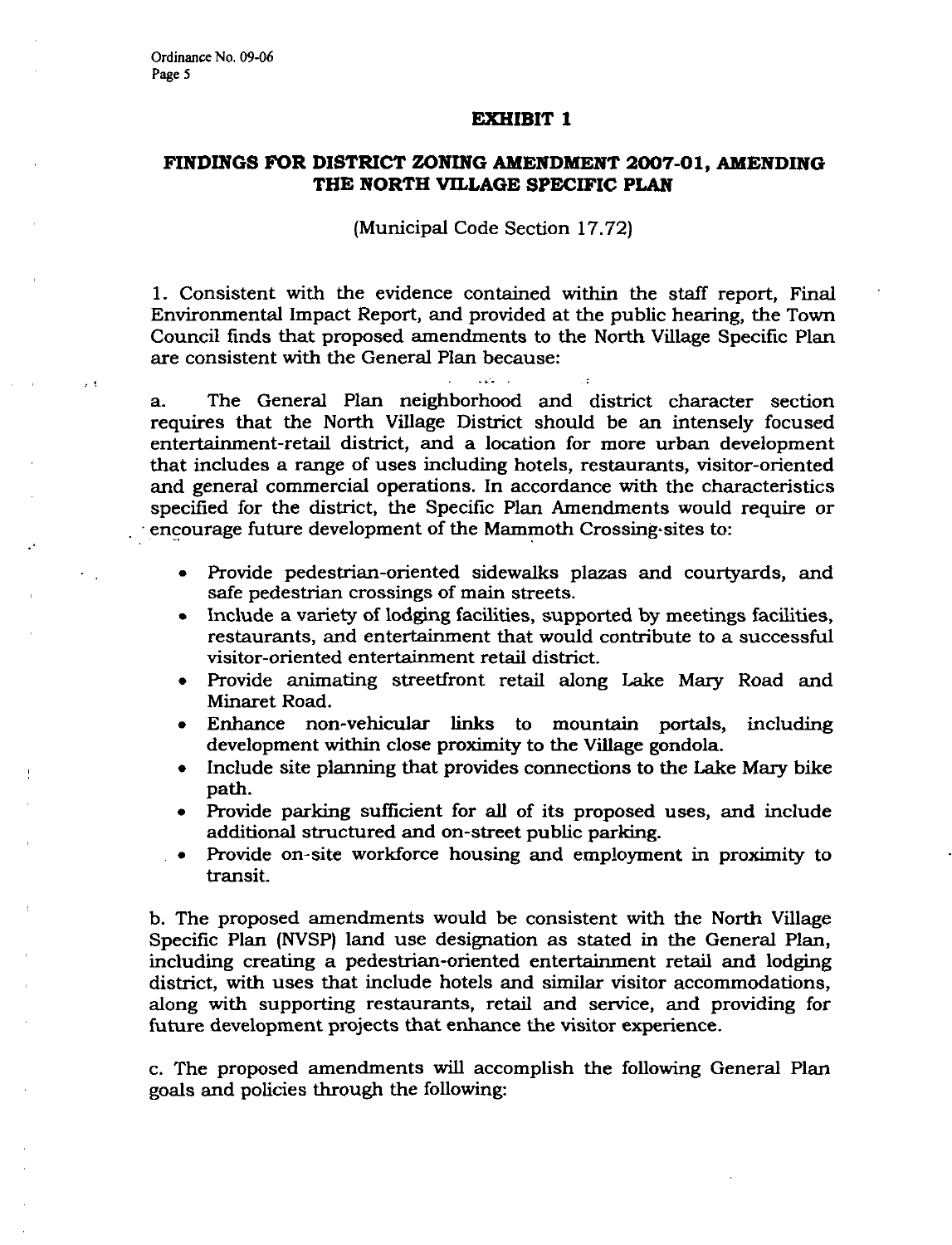## EXHIBIT 1

## FINDINGS FOR DISTRICT ZONING AMENDMENT 2007-01, AMENDING THE NORTH VILLAGE SPECIFIC PLAN

(Municipal Code Section 17.72)

1. Consistent with the evidence contained within the staff report, Final Environmental Impact Report, and provided at the public hearing, the Town Council finds that proposed amendments to the North Village Specific Plan are consistent with the General Plan because:

a. The General Plan neighborhood and district character section requires that the North Village District should be an intensely focused entertainment-retail district, and a location for more urban development that includes a range of uses including hotels, restaurants, visitor-oriented and general commercial operations. In accordance with the characteristics specified for the district, the Specific Plan Amendments would require or encourage future development of the Mammoth Crossing sites to:

- Provide pedestrian-oriented sidewalks plazas and courtyards, and safe pedestrian crossings of main streets.
- Include a variety of lodging facilities, supported by meetings facilities, restaurants, and entertainment that would contribute to a successful visitor-oriented entertainment retail district.
- Provide animating streetfront retail along Lake Mary Road and Minaret Road.
- Enhance non-vehicular links to mountain portals, including development within close proximity to the Village gondola.
- Include site planning that provides connections to the Lake Mary bike path.
- Provide parking sufficient for all of its proposed uses, and include additional structured and on-street public parking.
- Provide on-site workforce housing and employment in proximity to transit.

b. The proposed amendments would be consistent with the North Village Specific Plan (NVSP) land use designation as stated in the General Plan, including creating a pedestrian-oriented entertainment retail and lodging district, with uses that include hotels and similar visitor accommodations, along with supporting restaurants, retail and service, and providing for future development projects that enhance the visitor experience.

c. The proposed amendments will accomplish the following General Plan goals and policies through the following: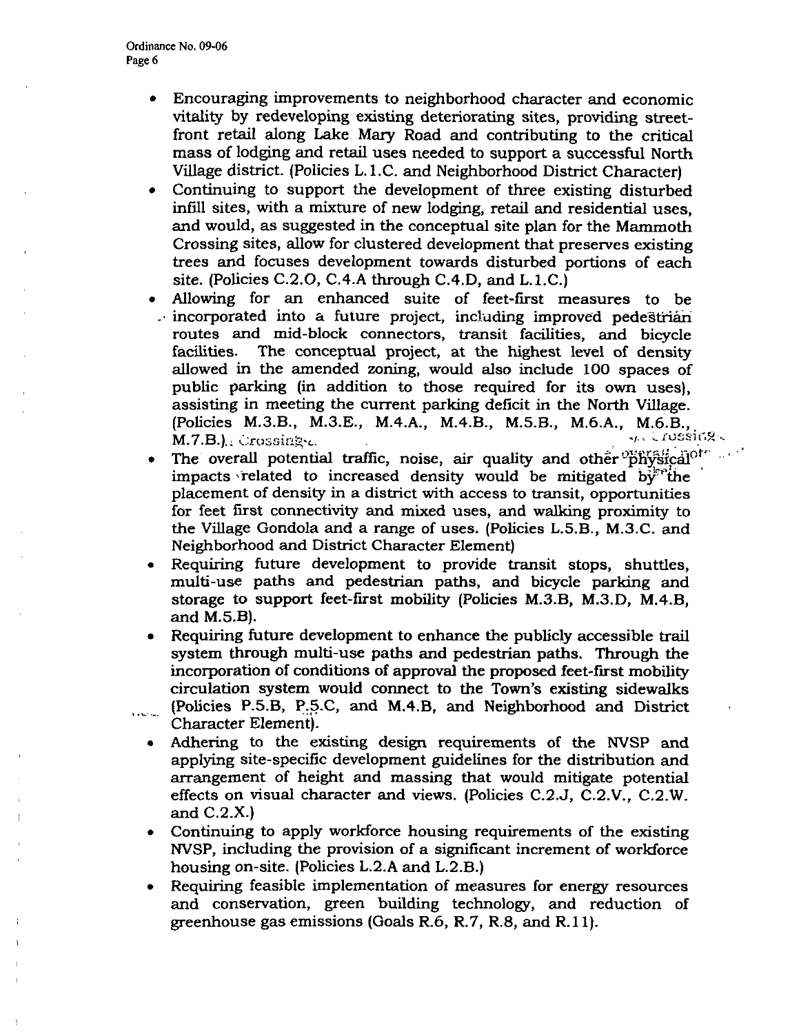- Encouraging improvements to neighborhood character and economic vitality by redeveloping existing deteriorating sites, providing street-front retail along Lake Mary Road and contributing to the critical mass of lodging and retail uses needed to support a successful North Village district. (Policies L.1.C. and Neighborhood District Character)
- Continuing to support the development of three existing disturbed infill sites, with a mixture of new lodging, retail and residential uses, and would, as suggested in the conceptual site plan for the Mammoth Crossing sites, allow for clustered development that preserves existing trees and focuses development towards disturbed portions of each site. (Policies C.2.O, C.4.A through C.4.D, and L.1.C.)
- Allowing for an enhanced suite of feet-first measures to be incorporated into a future project, including improved pedestrian routes and mid-block connectors, transit facilities, and bicycle facilities. The conceptual project, at the highest level of density allowed in the amended zoning, would also include 100 spaces of public parking (in addition to those required for its own uses), assisting in meeting the current parking deficit in the North Village. (Policies M.3.B., M.3.E., M.4.A., M.4.B., M.5.B., M.6.A., M.6.B., M.7.B.)
- The overall potential traffic, noise, air quality and other physical impacts related to increased density would be mitigated by the placement of density in a district with access to transit, opportunities for feet first connectivity and mixed uses, and walking proximity to the Village Gondola and a range of uses. (Policies L.5.B., M.3.C. and Neighborhood and District Character Element)
- Requiring future development to provide transit stops, shuttles, multi-use paths and pedestrian paths, and bicycle parking and storage to support feet-first mobility (Policies M.3.B, M.3.D, M.4.B, and M.5.B).
- Requiring future development to enhance the publicly accessible trail system through multi-use paths and pedestrian paths. Through the incorporation of conditions of approval the proposed feet-first mobility circulation system would connect to the Town's existing sidewalks (Policies P.5.B, P.5.C, and M.4.B, and Neighborhood and District Character Element).
- Adhering to the existing design requirements of the NVSP and applying site-specific development guidelines for the distribution and arrangement of height and massing that would mitigate potential effects on visual character and views. (Policies C.2.J, C.2.V., C.2.W. and C.2.X.)
- Continuing to apply workforce housing requirements of the existing NVSP, including the provision of a significant increment of workforce housing on-site. (Policies L.2.A and L.2.B.)
- Requiring feasible implementation of measures for energy resources and conservation, green building technology, and reduction of greenhouse gas emissions (Goals R.6, R.7, R.8, and R.11).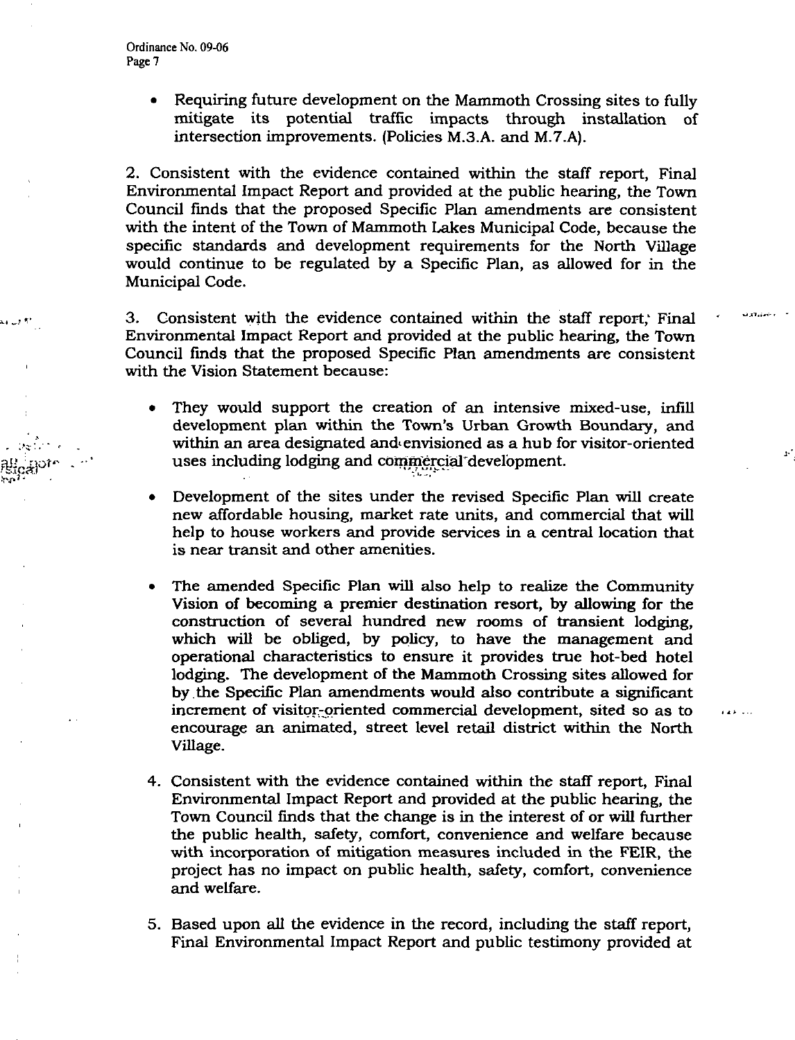- Requiring future development on the Mammoth Crossing sites to fully mitigate its potential traffic impacts through installation of intersection improvements. (Policies M.3.A. and M.7.A).

2. Consistent with the evidence contained within the staff report, Final Environmental Impact Report and provided at the public hearing, the Town Council finds that the proposed Specific Plan amendments are consistent with the intent of the Town of Mammoth Lakes Municipal Code, because the specific standards and development requirements for the North Village would continue to be regulated by a Specific Plan, as allowed for in the Municipal Code.

3. Consistent with the evidence contained within the staff report, Final Environmental Impact Report and provided at the public hearing, the Town Council finds that the proposed Specific Plan amendments are consistent with the Vision Statement because:

   - They would support the creation of an intensive mixed-use, infill development plan within the Town's Urban Growth Boundary, and within an area designated and envisioned as a hub for visitor-oriented uses including lodging and commercial development.

   - Development of the sites under the revised Specific Plan will create new affordable housing, market rate units, and commercial that will help to house workers and provide services in a central location that is near transit and other amenities.

   - The amended Specific Plan will also help to realize the Community Vision of becoming a premier destination resort, by allowing for the construction of several hundred new rooms of transient lodging, which will be obliged, by policy, to have the management and operational characteristics to ensure it provides true hot-bed hotel lodging. The development of the Mammoth Crossing sites allowed for by the Specific Plan amendments would also contribute a significant increment of visitor-oriented commercial development, sited so as to encourage an animated, street level retail district within the North Village.

4. Consistent with the evidence contained within the staff report, Final Environmental Impact Report and provided at the public hearing, the Town Council finds that the change is in the interest of or will further the public health, safety, comfort, convenience and welfare because with incorporation of mitigation measures included in the FEIR, the project has no impact on public health, safety, comfort, convenience and welfare.

5. Based upon all the evidence in the record, including the staff report, Final Environmental Impact Report and public testimony provided at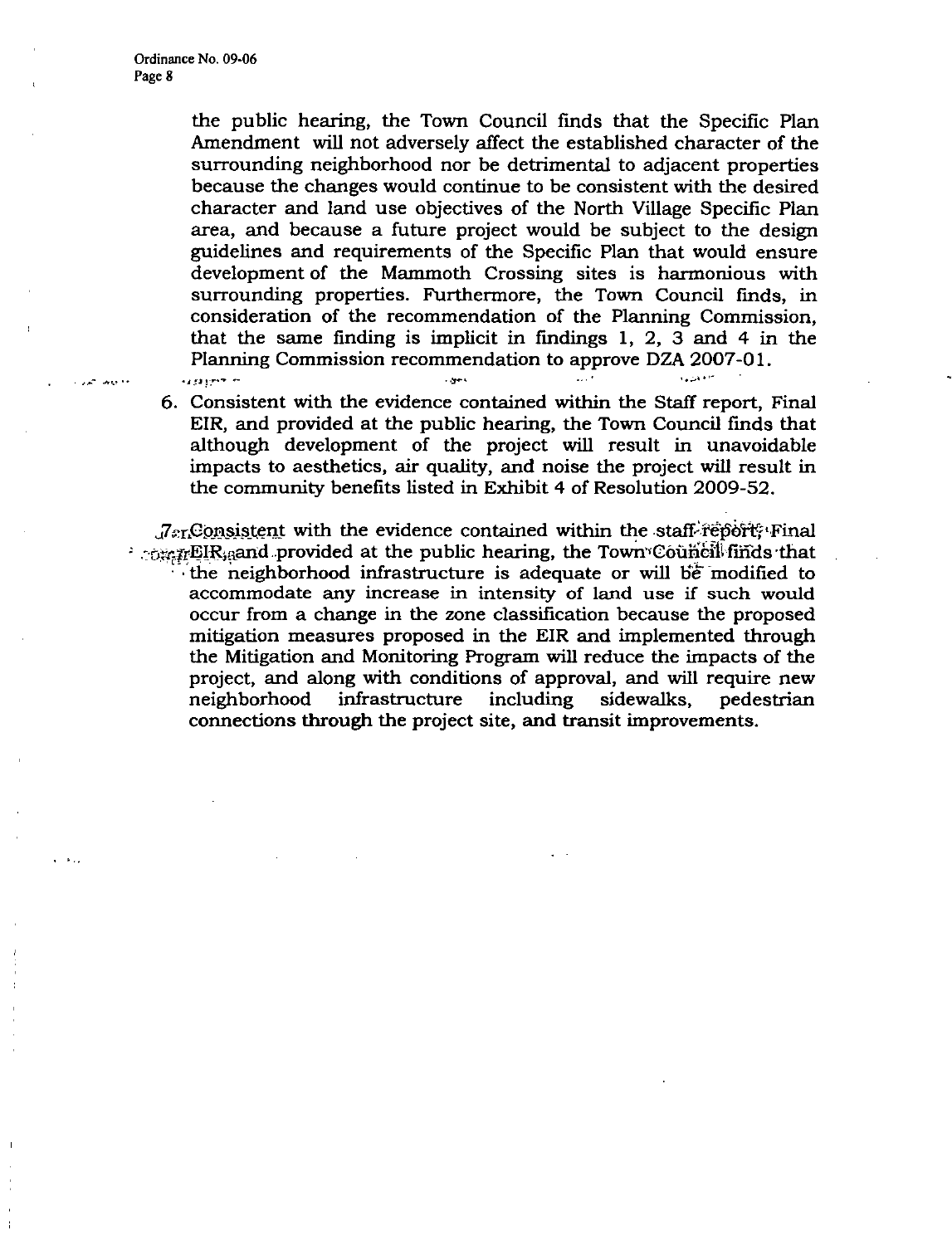the public hearing, the Town Council finds that the Specific Plan Amendment will not adversely affect the established character of the surrounding neighborhood nor be detrimental to adjacent properties because the changes would continue to be consistent with the desired character and land use objectives of the North Village Specific Plan area, and because a future project would be subject to the design guidelines and requirements of the Specific Plan that would ensure development of the Mammoth Crossing sites is harmonious with surrounding properties. Furthermore, the Town Council finds, in consideration of the recommendation of the Planning Commission, that the same finding is implicit in findings 1, 2, 3 and 4 in the Planning Commission recommendation to approve DZA 2007-01.

6. Consistent with the evidence contained within the Staff report, Final EIR, and provided at the public hearing, the Town Council finds that although development of the project will result in unavoidable impacts to aesthetics, air quality, and noise the project will result in the community benefits listed in Exhibit 4 of Resolution 2009-52.

7. Consistent with the evidence contained within the staff report, Final EIR, and provided at the public hearing, the Town Council finds that the neighborhood infrastructure is adequate or will be modified to accommodate any increase in intensity of land use if such would occur from a change in the zone classification because the proposed mitigation measures proposed in the EIR and implemented through the Mitigation and Monitoring Program will reduce the impacts of the project, and along with conditions of approval, and will require new neighborhood infrastructure including sidewalks, pedestrian connections through the project site, and transit improvements.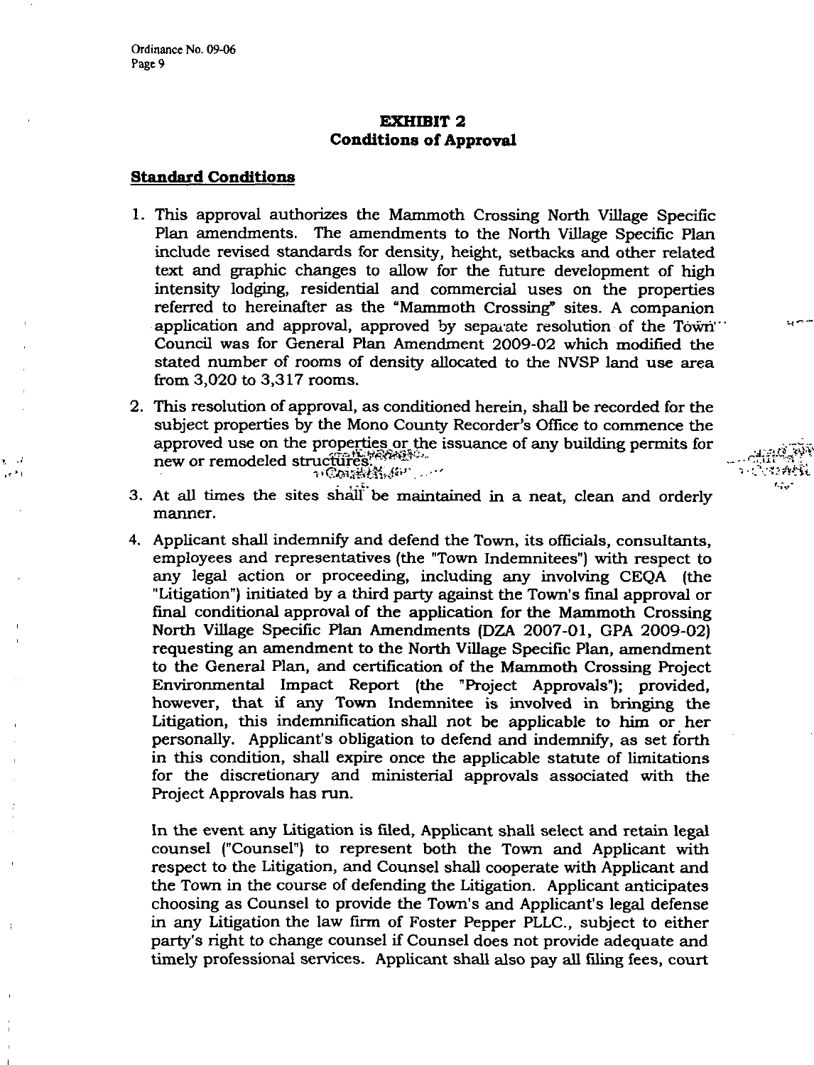## EXHIBIT 2
## Conditions of Approval

### Standard Conditions

1. This approval authorizes the Mammoth Crossing North Village Specific Plan amendments. The amendments to the North Village Specific Plan include revised standards for density, height, setbacks and other related text and graphic changes to allow for the future development of high intensity lodging, residential and commercial uses on the properties referred to hereinafter as the "Mammoth Crossing" sites. A companion application and approval, approved by separate resolution of the Town Council was for General Plan Amendment 2009-02 which modified the stated number of rooms of density allocated to the NVSP land use area from 3,020 to 3,317 rooms.

2. This resolution of approval, as conditioned herein, shall be recorded for the subject properties by the Mono County Recorder's Office to commence the approved use on the properties or the issuance of any building permits for new or remodeled structures.

3. At all times the sites shall be maintained in a neat, clean and orderly manner.

4. Applicant shall indemnify and defend the Town, its officials, consultants, employees and representatives (the "Town Indemnitees") with respect to any legal action or proceeding, including any involving CEQA (the "Litigation") initiated by a third party against the Town's final approval or final conditional approval of the application for the Mammoth Crossing North Village Specific Plan Amendments (DZA 2007-01, GPA 2009-02) requesting an amendment to the North Village Specific Plan, amendment to the General Plan, and certification of the Mammoth Crossing Project Environmental Impact Report (the "Project Approvals"); provided, however, that if any Town Indemnitee is involved in bringing the Litigation, this indemnification shall not be applicable to him or her personally. Applicant's obligation to defend and indemnify, as set forth in this condition, shall expire once the applicable statute of limitations for the discretionary and ministerial approvals associated with the Project Approvals has run.

   In the event any Litigation is filed, Applicant shall select and retain legal counsel ("Counsel") to represent both the Town and Applicant with respect to the Litigation, and Counsel shall cooperate with Applicant and the Town in the course of defending the Litigation. Applicant anticipates choosing as Counsel to provide the Town's and Applicant's legal defense in any Litigation the law firm of Foster Pepper PLLC., subject to either party's right to change counsel if Counsel does not provide adequate and timely professional services. Applicant shall also pay all filing fees, court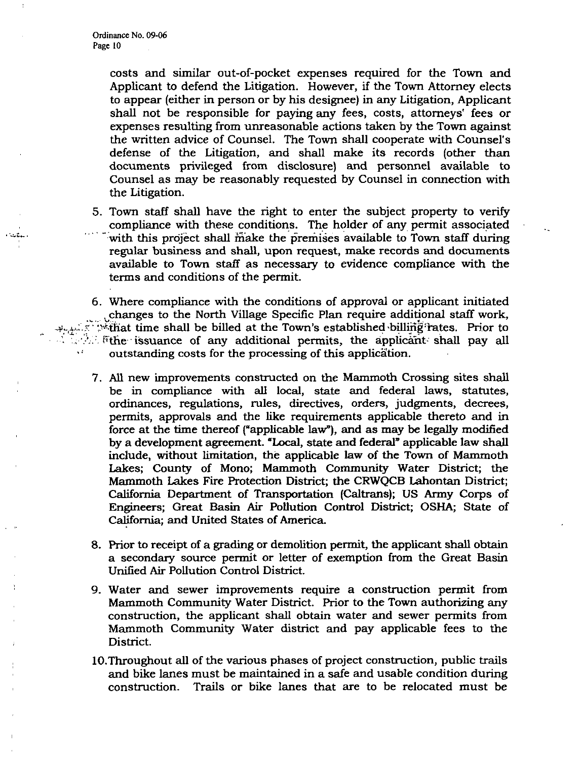costs and similar out-of-pocket expenses required for the Town and Applicant to defend the Litigation. However, if the Town Attorney elects to appear (either in person or by his designee) in any Litigation, Applicant shall not be responsible for paying any fees, costs, attorneys' fees or expenses resulting from unreasonable actions taken by the Town against the written advice of Counsel. The Town shall cooperate with Counsel's defense of the Litigation, and shall make its records (other than documents privileged from disclosure) and personnel available to Counsel as may be reasonably requested by Counsel in connection with the Litigation.

5. Town staff shall have the right to enter the subject property to verify compliance with these conditions. The holder of any permit associated with this project shall make the premises available to Town staff during regular business and shall, upon request, make records and documents available to Town staff as necessary to evidence compliance with the terms and conditions of the permit.

6. Where compliance with the conditions of approval or applicant initiated changes to the North Village Specific Plan require additional staff work, that time shall be billed at the Town's established billing rates. Prior to the issuance of any additional permits, the applicant shall pay all outstanding costs for the processing of this application.

7. All new improvements constructed on the Mammoth Crossing sites shall be in compliance with all local, state and federal laws, statutes, ordinances, regulations, rules, directives, orders, judgments, decrees, permits, approvals and the like requirements applicable thereto and in force at the time thereof ("applicable law"), and as may be legally modified by a development agreement. "Local, state and federal" applicable law shall include, without limitation, the applicable law of the Town of Mammoth Lakes; County of Mono; Mammoth Community Water District; the Mammoth Lakes Fire Protection District; the CRWQCB Lahontan District; California Department of Transportation (Caltrans); US Army Corps of Engineers; Great Basin Air Pollution Control District; OSHA; State of California; and United States of America.

8. Prior to receipt of a grading or demolition permit, the applicant shall obtain a secondary source permit or letter of exemption from the Great Basin Unified Air Pollution Control District.

9. Water and sewer improvements require a construction permit from Mammoth Community Water District. Prior to the Town authorizing any construction, the applicant shall obtain water and sewer permits from Mammoth Community Water district and pay applicable fees to the District.

10. Throughout all of the various phases of project construction, public trails and bike lanes must be maintained in a safe and usable condition during construction. Trails or bike lanes that are to be relocated must be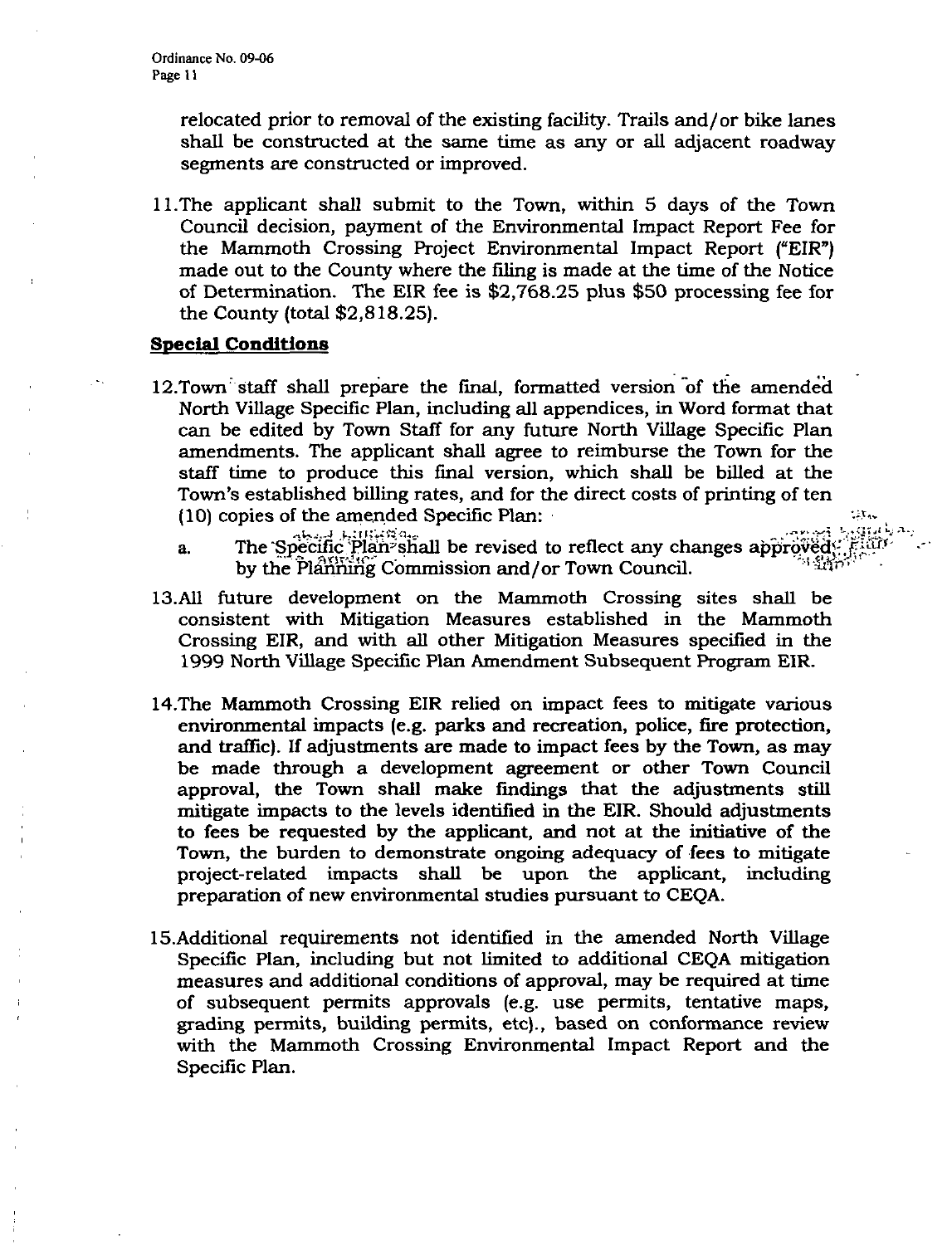relocated prior to removal of the existing facility. Trails and/or bike lanes shall be constructed at the same time as any or all adjacent roadway segments are constructed or improved.

11. The applicant shall submit to the Town, within 5 days of the Town Council decision, payment of the Environmental Impact Report Fee for the Mammoth Crossing Project Environmental Impact Report ("EIR") made out to the County where the filing is made at the time of the Notice of Determination. The EIR fee is $2,768.25 plus $50 processing fee for the County (total $2,818.25).

**Special Conditions**

12. Town staff shall prepare the final, formatted version of the amended North Village Specific Plan, including all appendices, in Word format that can be edited by Town Staff for any future North Village Specific Plan amendments. The applicant shall agree to reimburse the Town for the staff time to produce this final version, which shall be billed at the Town's established billing rates, and for the direct costs of printing of ten (10) copies of the amended Specific Plan:
    a. The Specific Plan shall be revised to reflect any changes approved by the Planning Commission and/or Town Council.

13. All future development on the Mammoth Crossing sites shall be consistent with Mitigation Measures established in the Mammoth Crossing EIR, and with all other Mitigation Measures specified in the 1999 North Village Specific Plan Amendment Subsequent Program EIR.

14. The Mammoth Crossing EIR relied on impact fees to mitigate various environmental impacts (e.g. parks and recreation, police, fire protection, and traffic). If adjustments are made to impact fees by the Town, as may be made through a development agreement or other Town Council approval, the Town shall make findings that the adjustments still mitigate impacts to the levels identified in the EIR. Should adjustments to fees be requested by the applicant, and not at the initiative of the Town, the burden to demonstrate ongoing adequacy of fees to mitigate project-related impacts shall be upon the applicant, including preparation of new environmental studies pursuant to CEQA.

15. Additional requirements not identified in the amended North Village Specific Plan, including but not limited to additional CEQA mitigation measures and additional conditions of approval, may be required at time of subsequent permits approvals (e.g. use permits, tentative maps, grading permits, building permits, etc)., based on conformance review with the Mammoth Crossing Environmental Impact Report and the Specific Plan.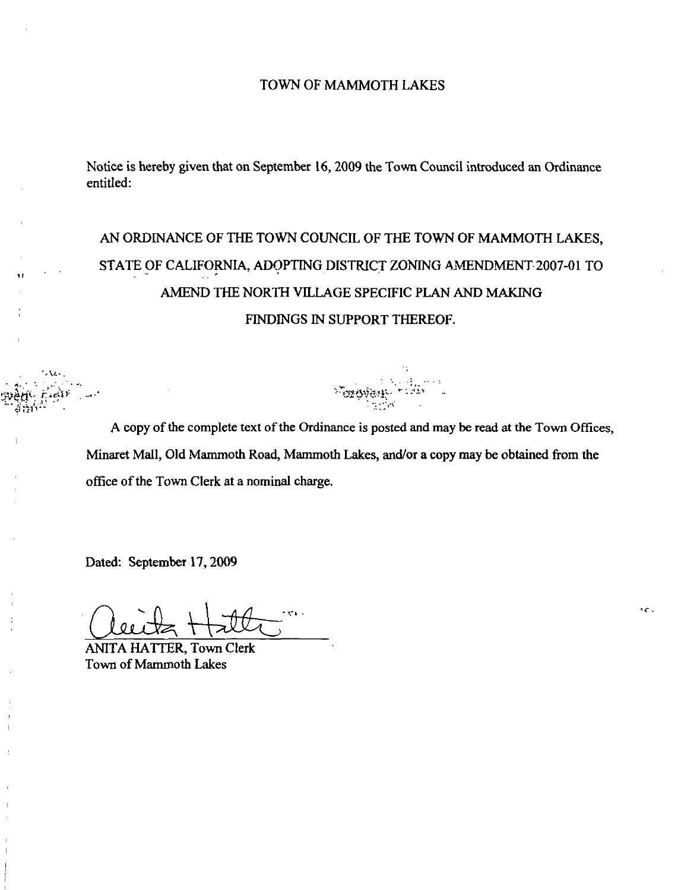# TOWN OF MAMMOTH LAKES

Notice is hereby given that on September 16, 2009 the Town Council introduced an Ordinance entitled:

**AN ORDINANCE OF THE TOWN COUNCIL OF THE TOWN OF MAMMOTH LAKES, STATE OF CALIFORNIA, ADOPTING DISTRICT ZONING AMENDMENT 2007-01 TO AMEND THE NORTH VILLAGE SPECIFIC PLAN AND MAKING FINDINGS IN SUPPORT THEREOF.**

A copy of the complete text of the Ordinance is posted and may be read at the Town Offices, Minaret Mall, Old Mammoth Road, Mammoth Lakes, and/or a copy may be obtained from the office of the Town Clerk at a nominal charge.

Dated: September 17, 2009

ANITA HATTER, Town Clerk
Town of Mammoth Lakes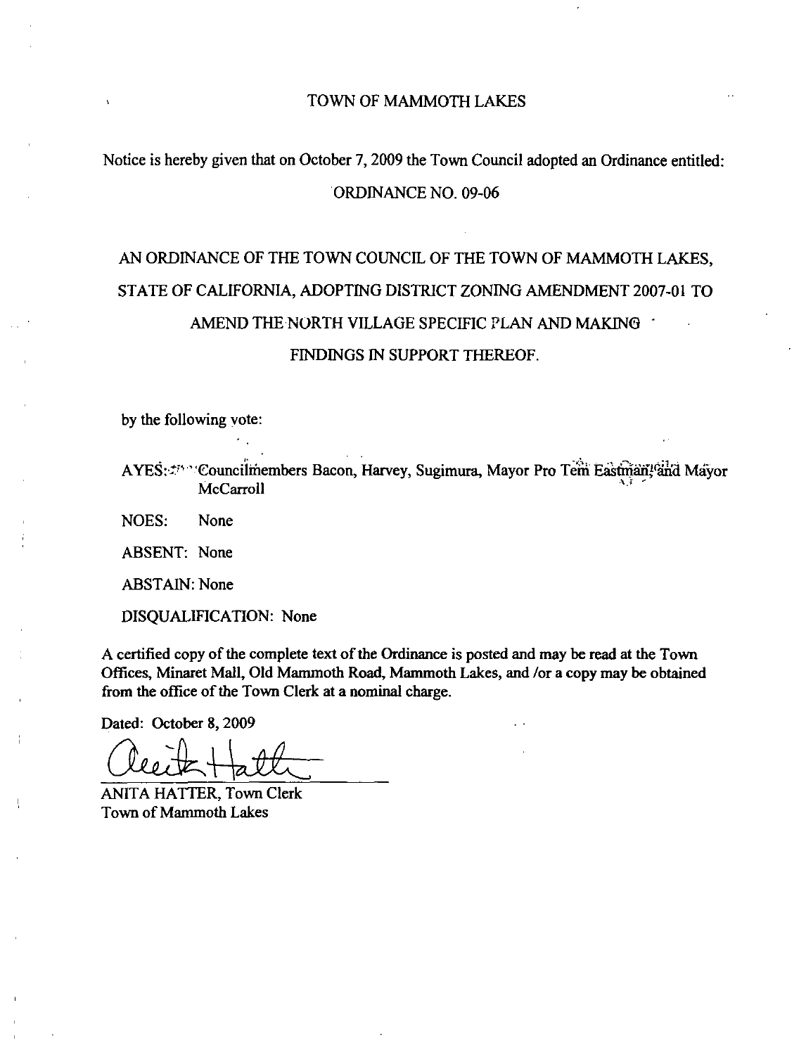# TOWN OF MAMMOTH LAKES

Notice is hereby given that on October 7, 2009 the Town Council adopted an Ordinance entitled:

ORDINANCE NO. 09-06

## AN ORDINANCE OF THE TOWN COUNCIL OF THE TOWN OF MAMMOTH LAKES, STATE OF CALIFORNIA, ADOPTING DISTRICT ZONING AMENDMENT 2007-01 TO AMEND THE NORTH VILLAGE SPECIFIC PLAN AND MAKING FINDINGS IN SUPPORT THEREOF.

by the following vote:

AYES: Councilmembers Bacon, Harvey, Sugimura, Mayor Pro Tem Eastman, and Mayor McCarroll

NOES: None

ABSENT: None

ABSTAIN: None

DISQUALIFICATION: None

A certified copy of the complete text of the Ordinance is posted and may be read at the Town Offices, Minaret Mall, Old Mammoth Road, Mammoth Lakes, and /or a copy may be obtained from the office of the Town Clerk at a nominal charge.

Dated: October 8, 2009

ANITA HATTER, Town Clerk
Town of Mammoth Lakes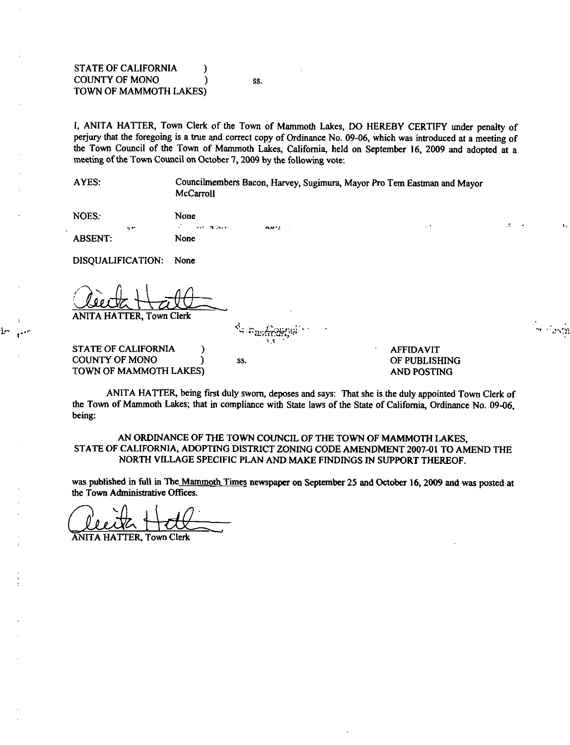STATE OF CALIFORNIA )
COUNTY OF MONO ) ss.
TOWN OF MAMMOTH LAKES)

I, ANITA HATTER, Town Clerk of the Town of Mammoth Lakes, DO HEREBY CERTIFY under penalty of perjury that the foregoing is a true and correct copy of Ordinance No. 09-06, which was introduced at a meeting of the Town Council of the Town of Mammoth Lakes, California, held on September 16, 2009 and adopted at a meeting of the Town Council on October 7, 2009 by the following vote:

| | |
|---|---|
| AYES: | Councilmembers Bacon, Harvey, Sugimura, Mayor Pro Tem Eastman and Mayor McCarroll |
| NOES: | None |
| ABSENT: | None |
| DISQUALIFICATION: | None |

ANITA HATTER, Town Clerk

STATE OF CALIFORNIA )
COUNTY OF MONO ) ss.
TOWN OF MAMMOTH LAKES)

AFFIDAVIT OF PUBLISHING AND POSTING

ANITA HATTER, being first duly sworn, deposes and says: That she is the duly appointed Town Clerk of the Town of Mammoth Lakes; that in compliance with State laws of the State of California, Ordinance No. 09-06, being:

AN ORDINANCE OF THE TOWN COUNCIL OF THE TOWN OF MAMMOTH LAKES, STATE OF CALIFORNIA, ADOPTING DISTRICT ZONING CODE AMENDMENT 2007-01 TO AMEND THE NORTH VILLAGE SPECIFIC PLAN AND MAKE FINDINGS IN SUPPORT THEREOF.

was published in full in The Mammoth Times newspaper on September 25 and October 16, 2009 and was posted at the Town Administrative Offices.

ANITA HATTER, Town Clerk